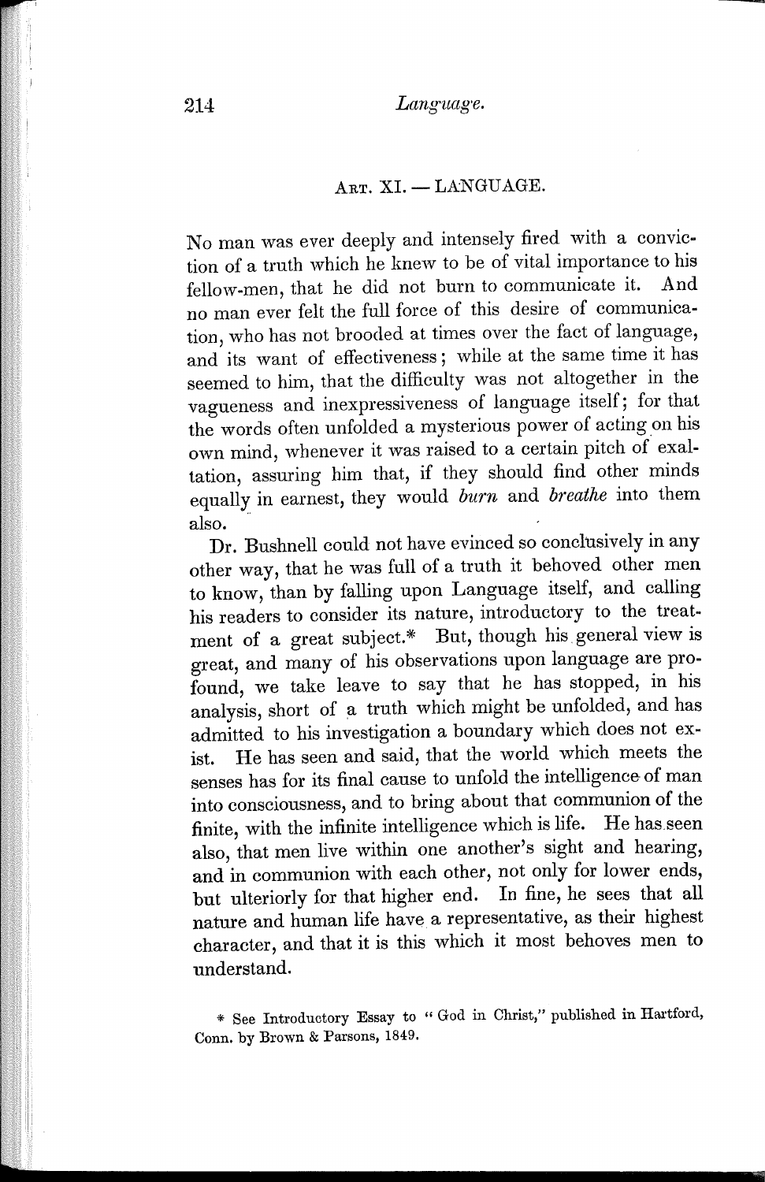## Art. XI. — LANGUAGE.

No man was ever deeply and intensely fired with a conviction of a truth which he knew to be of vital importance to his fellow-men, that he did not burn to communicate it. And no man ever felt the full force of this desire of communication, who has not brooded at times over the fact of language, and its want of effectiveness; while at the same time it has seemed to him, that the difficulty was not altogether in the vagueness and inexpressiveness of language itself; for that the words often unfolded a mysterious power of acting on his own mind, whenever it was raised to a certain pitch of exaltation, assuring him that, if they should find other minds equally in earnest, they would *burn* and *breathe* into them also.

Dr. Bushnell could not have evinced so conclusively in any other way, that he was full of a truth it behoved other men to know, than by falling upon Language itself, and calling his readers to consider its nature, introductory to the treatment of a great subject.* But, though his general view is great, and many of his observations upon language are profound, we take leave to say that he has stopped, in his analysis, short of a truth which might be unfolded, and has admitted to his investigation a boundary which does not exist. He has seen and said, that the world which meets the senses has for its final cause to unfold the intelligence of man into consciousness, and to bring about that communion of the finite, with the infinite intelligence which is life. He has seen also, that men live within one another's sight and hearing, and in communion with each other, not only for lower ends, but ulteriorly for that higher end. In fine, he sees that all nature and human life have a representative, as their highest character, and that it is this which it most behoves men to understand.

\* See Introductory Essay to "God in Christ," published in Hartford, Conn. by Brown & Parsons, 1849.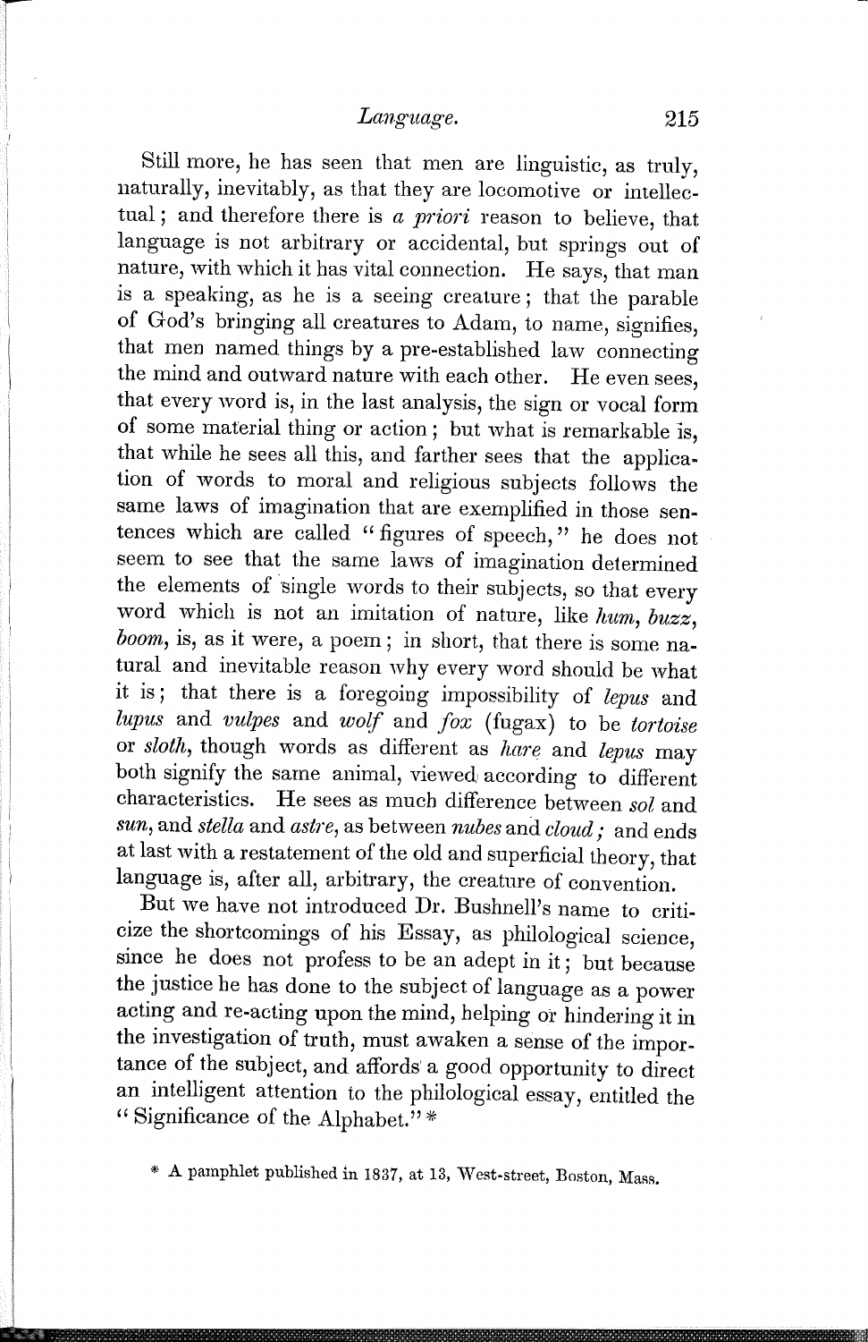Still more, he has seen that men are linguistic, as truly, naturally, inevitably, as that they are locomotive or intellectual; and therefore there is *a priori* reason to believe, that language is not arbitrary or accidental, but springs out of nature, with which it has vital connection. He says, that man is a speaking, as he is a seeing creature; that the parable of God's bringing all creatures to Adam, to name, signifies, that men named things by a pre-established law connecting the mind and outward nature with each other. He even sees, that every word is, in the last analysis, the sign or vocal form of some material thing or action; but what is remarkable is, that while he sees all this, and farther sees that the application of words to moral and religious subjects follows the same laws of imagination that are exemplified in those sentences which are called "figures of speech," he does not seem to see that the same laws of imagination determined the elements of single words to their subjects, so that every word which is not an imitation of nature, like *hum*, *buzz*, *boom*, is, as it were, a poem; in short, that there is some natural and inevitable reason why every word should be what it is; that there is a foregoing impossibility of *lepus* and *lupus* and *vulpes* and *wolf* and *fox* (fugax) to be *tortoise* or *sloth*, though words as different as *hare* and *lepus* may both signify the same animal, viewed according to different characteristics. He sees as much difference between *sol* and *sun*, and *stella* and *astre*, as between *nubes* and *cloud;* and ends at last with a restatement of the old and superficial theory, that language is, after all, arbitrary, the creature of convention.

But we have not introduced Dr. Bushnell's name to criticize the shortcomings of his Essay, as philological science, since he does not profess to be an adept in it; but because the justice he has done to the subject of language as a power acting and re-acting upon the mind, helping or hindering it in the investigation of truth, must awaken a sense of the importance of the subject, and affords a good opportunity to direct an intelligent attention to the philological essay, entitled the "Significance of the Alphabet."*

\* A pamphlet published in 1837, at 13, West-street, Boston, Mass.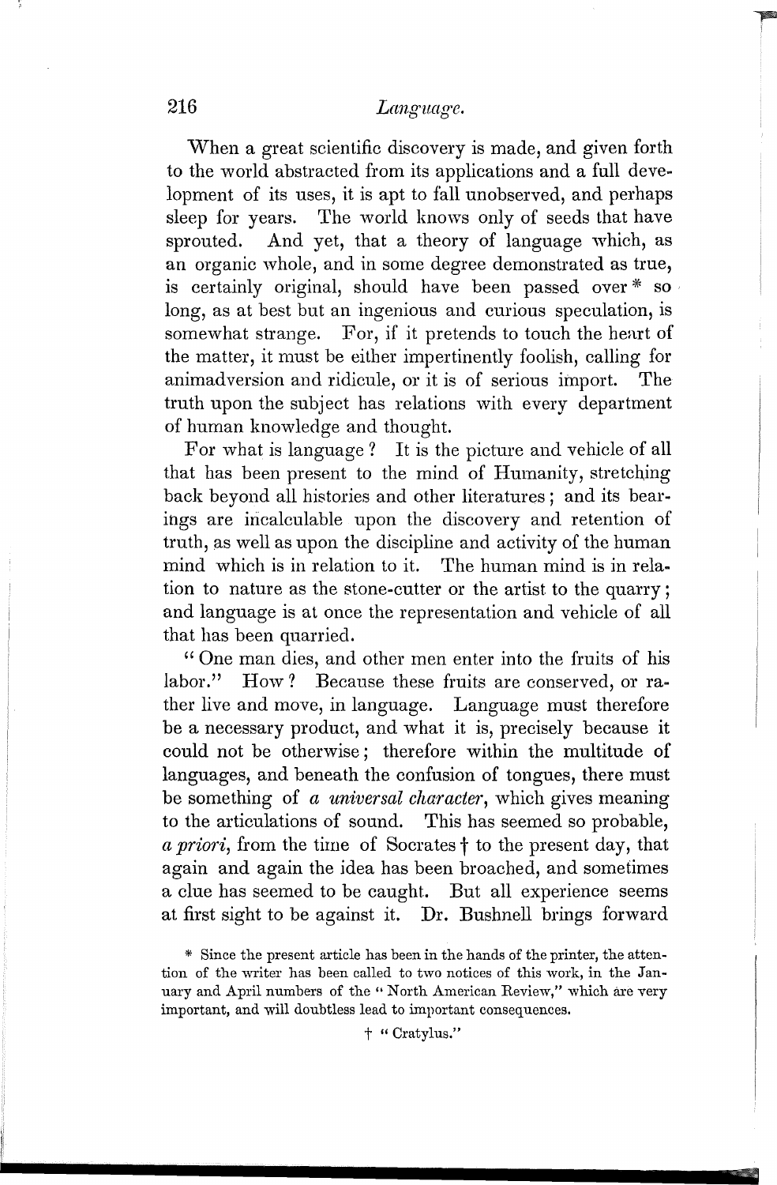When a great scientific discovery is made, and given forth to the world abstracted from its applications and a full development of its uses, it is apt to fall unobserved, and perhaps sleep for years. The world knows only of seeds that have sprouted. And yet, that a theory of language which, as an organic whole, and in some degree demonstrated as true, is certainly original, should have been passed over * so long, as at best but an ingenious and curious speculation, is somewhat strange. For, if it pretends to touch the heart of the matter, it must be either impertinently foolish, calling for animadversion and ridicule, or it is of serious import. The truth upon the subject has relations with every department of human knowledge and thought.

For what is language? It is the picture and vehicle of all that has been present to the mind of Humanity, stretching back beyond all histories and other literatures; and its bearings are incalculable upon the discovery and retention of truth, as well as upon the discipline and activity of the human mind which is in relation to it. The human mind is in relation to nature as the stone-cutter or the artist to the quarry; and language is at once the representation and vehicle of all that has been quarried.

"One man dies, and other men enter into the fruits of his labor." How? Because these fruits are conserved, or rather live and move, in language. Language must therefore be a necessary product, and what it is, precisely because it could not be otherwise; therefore within the multitude of languages, and beneath the confusion of tongues, there must be something of *a universal character*, which gives meaning to the articulations of sound. This has seemed so probable, *a priori*, from the time of Socrates † to the present day, that again and again the idea has been broached, and sometimes a clue has seemed to be caught. But all experience seems at first sight to be against it. Dr. Bushnell brings forward

* Since the present article has been in the hands of the printer, the attention of the writer has been called to two notices of this work, in the January and April numbers of the "North American Review," which are very important, and will doubtless lead to important consequences.

† "Cratylus."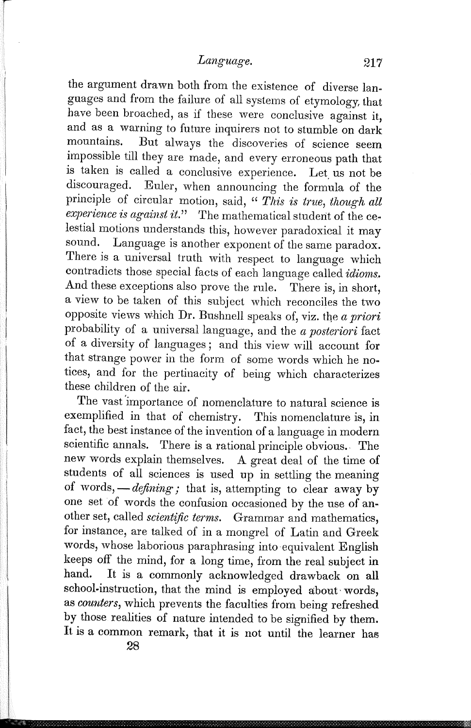the argument drawn both from the existence of diverse languages and from the failure of all systems of etymology, that have been broached, as if these were conclusive against it, and as a warning to future inquirers not to stumble on dark mountains. But always the discoveries of science seem impossible till they are made, and every erroneous path that is taken is called a conclusive experience. Let us not be discouraged. Euler, when announcing the formula of the principle of circular motion, said, "*This is true, though all experience is against it.*" The mathematical student of the celestial motions understands this, however paradoxical it may sound. Language is another exponent of the same paradox. There is a universal truth with respect to language which contradicts those special facts of each language called *idioms.* And these exceptions also prove the rule. There is, in short, a view to be taken of this subject which reconciles the two opposite views which Dr. Bushnell speaks of, viz. the *a priori* probability of a universal language, and the *a posteriori* fact of a diversity of languages; and this view will account for that strange power in the form of some words which he notices, and for the pertinacity of being which characterizes these children of the air.

The vast importance of nomenclature to natural science is exemplified in that of chemistry. This nomenclature is, in fact, the best instance of the invention of a language in modern scientific annals. There is a rational principle obvious. The new words explain themselves. A great deal of the time of students of all sciences is used up in settling the meaning of words, — *defining;* that is, attempting to clear away by one set of words the confusion occasioned by the use of another set, called *scientific terms.* Grammar and mathematics, for instance, are talked of in a mongrel of Latin and Greek words, whose laborious paraphrasing into equivalent English keeps off the mind, for a long time, from the real subject in hand. It is a commonly acknowledged drawback on all school-instruction, that the mind is employed about words, as *counters*, which prevents the faculties from being refreshed by those realities of nature intended to be signified by them. It is a common remark, that it is not until the learner has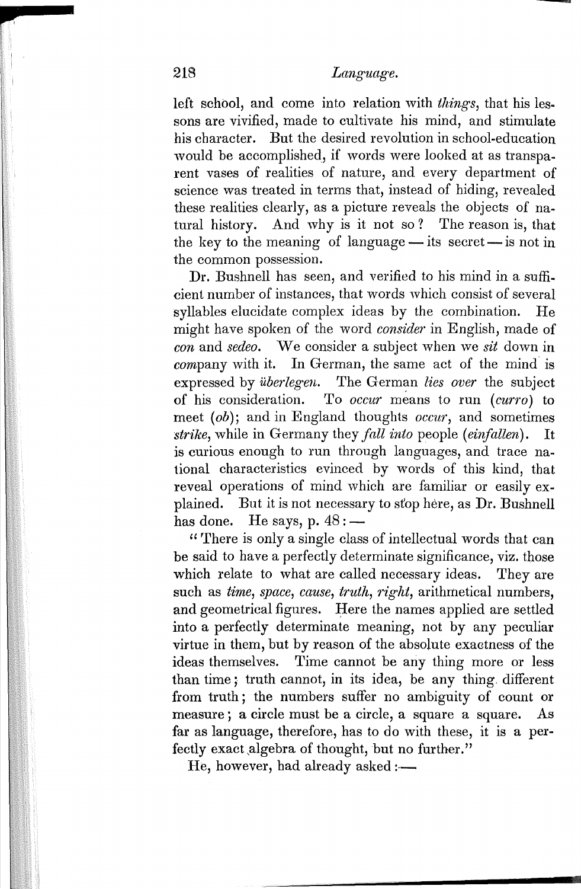left school, and come into relation with *things*, that his lessons are vivified, made to cultivate his mind, and stimulate his character. But the desired revolution in school-education would be accomplished, if words were looked at as transparent vases of realities of nature, and every department of science was treated in terms that, instead of hiding, revealed these realities clearly, as a picture reveals the objects of natural history. And why is it not so? The reason is, that the key to the meaning of language — its secret — is not in the common possession.

Dr. Bushnell has seen, and verified to his mind in a sufficient number of instances, that words which consist of several syllables elucidate complex ideas by the combination. He might have spoken of the word *consider* in English, made of *con* and *sedeo*. We consider a subject when we *sit* down in *com*pany with it. In German, the same act of the mind is expressed by *überlegen*. The German *lies over* the subject of his consideration. To *occur* means to run (*curro*) to meet (*ob*); and in England thoughts *occur*, and sometimes *strike*, while in Germany they *fall into* people (*einfallen*). It is curious enough to run through languages, and trace national characteristics evinced by words of this kind, that reveal operations of mind which are familiar or easily explained. But it is not necessary to stop here, as Dr. Bushnell has done. He says, p. 48: —

"There is only a single class of intellectual words that can be said to have a perfectly determinate significance, viz. those which relate to what are called necessary ideas. They are such as *time*, *space*, *cause*, *truth*, *right*, arithmetical numbers, and geometrical figures. Here the names applied are settled into a perfectly determinate meaning, not by any peculiar virtue in them, but by reason of the absolute exactness of the ideas themselves. Time cannot be any thing more or less than time; truth cannot, in its idea, be any thing different from truth; the numbers suffer no ambiguity of count or measure; a circle must be a circle, a square a square. As far as language, therefore, has to do with these, it is a perfectly exact algebra of thought, but no further."

He, however, had already asked :—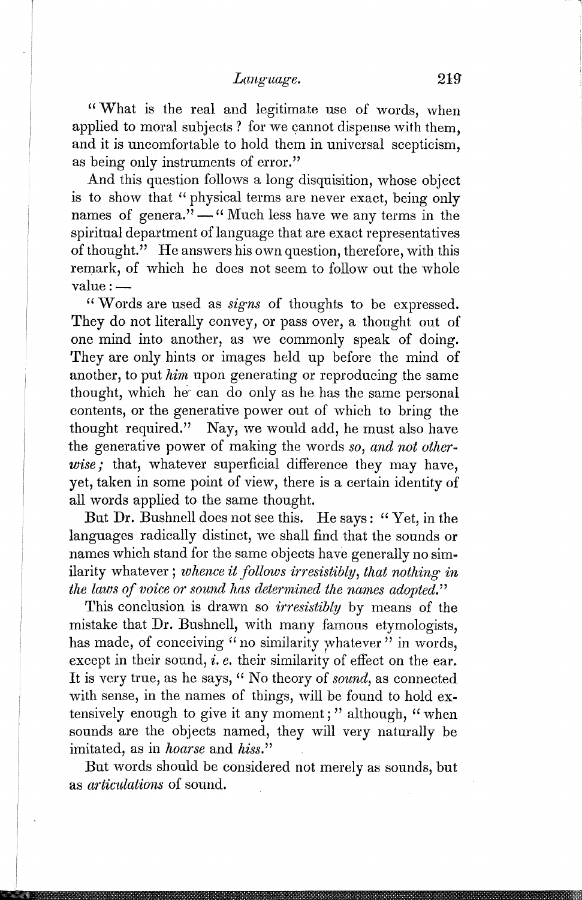"What is the real and legitimate use of words, when applied to moral subjects? for we cannot dispense with them, and it is uncomfortable to hold them in universal scepticism, as being only instruments of error."

And this question follows a long disquisition, whose object is to show that "physical terms are never exact, being only names of genera." — "Much less have we any terms in the spiritual department of language that are exact representatives of thought." He answers his own question, therefore, with this remark, of which he does not seem to follow out the whole value: —

"Words are used as *signs* of thoughts to be expressed. They do not literally convey, or pass over, a thought out of one mind into another, as we commonly speak of doing. They are only hints or images held up before the mind of another, to put *him* upon generating or reproducing the same thought, which he can do only as he has the same personal contents, or the generative power out of which to bring the thought required." Nay, we would add, he must also have the generative power of making the words *so, and not otherwise;* that, whatever superficial difference they may have, yet, taken in some point of view, there is a certain identity of all words applied to the same thought.

But Dr. Bushnell does not see this. He says: "Yet, in the languages radically distinct, we shall find that the sounds or names which stand for the same objects have generally no similarity whatever; *whence it follows irresistibly, that nothing in the laws of voice or sound has determined the names adopted.*"

This conclusion is drawn so *irresistibly* by means of the mistake that Dr. Bushnell, with many famous etymologists, has made, of conceiving "no similarity whatever" in words, except in their sound, *i. e.* their similarity of effect on the ear. It is very true, as he says, "No theory of *sound*, as connected with sense, in the names of things, will be found to hold extensively enough to give it any moment;" although, "when sounds are the objects named, they will very naturally be imitated, as in *hoarse* and *hiss.*"

But words should be considered not merely as sounds, but as *articulations* of sound.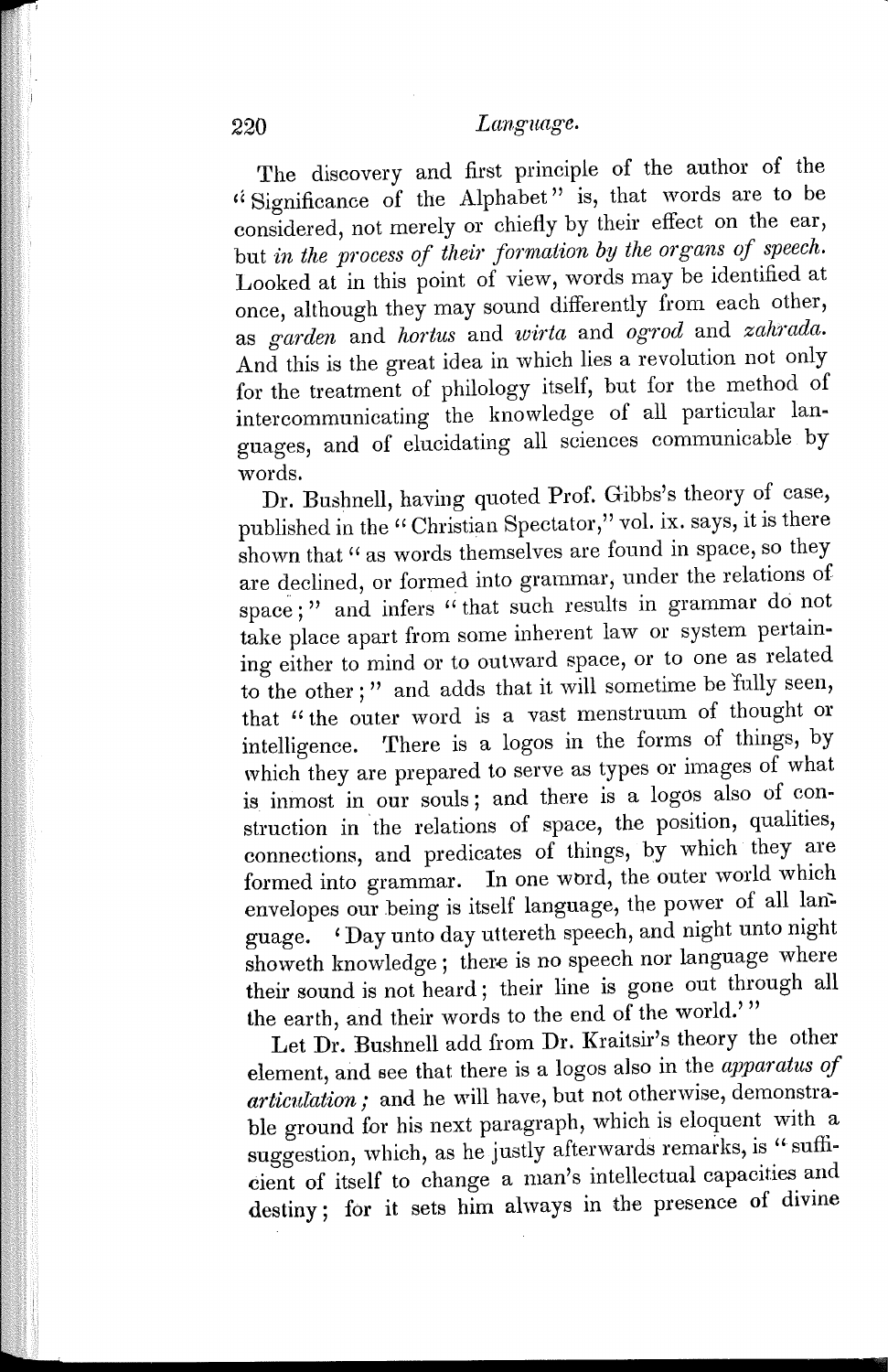The discovery and first principle of the author of the "Significance of the Alphabet" is, that words are to be considered, not merely or chiefly by their effect on the ear, but *in the process of their formation by the organs of speech.* Looked at in this point of view, words may be identified at once, although they may sound differently from each other, as *garden* and *hortus* and *wirta* and *ogrod* and *zahrada.* And this is the great idea in which lies a revolution not only for the treatment of philology itself, but for the method of intercommunicating the knowledge of all particular languages, and of elucidating all sciences communicable by words.

Dr. Bushnell, having quoted Prof. Gibbs's theory of case, published in the "Christian Spectator," vol. ix. says, it is there shown that "as words themselves are found in space, so they are declined, or formed into grammar, under the relations of space;" and infers "that such results in grammar do not take place apart from some inherent law or system pertaining either to mind or to outward space, or to one as related to the other;" and adds that it will sometime be fully seen, that "the outer word is a vast menstruum of thought or intelligence. There is a logos in the forms of things, by which they are prepared to serve as types or images of what is inmost in our souls; and there is a logos also of construction in the relations of space, the position, qualities, connections, and predicates of things, by which they are formed into grammar. In one word, the outer world which envelopes our being is itself language, the power of all language. 'Day unto day uttereth speech, and night unto night showeth knowledge; there is no speech nor language where their sound is not heard; their line is gone out through all the earth, and their words to the end of the world.'"

Let Dr. Bushnell add from Dr. Kraitsir's theory the other element, and see that there is a logos also in the *apparatus of articulation;* and he will have, but not otherwise, demonstrable ground for his next paragraph, which is eloquent with a suggestion, which, as he justly afterwards remarks, is "sufficient of itself to change a man's intellectual capacities and destiny; for it sets him always in the presence of divine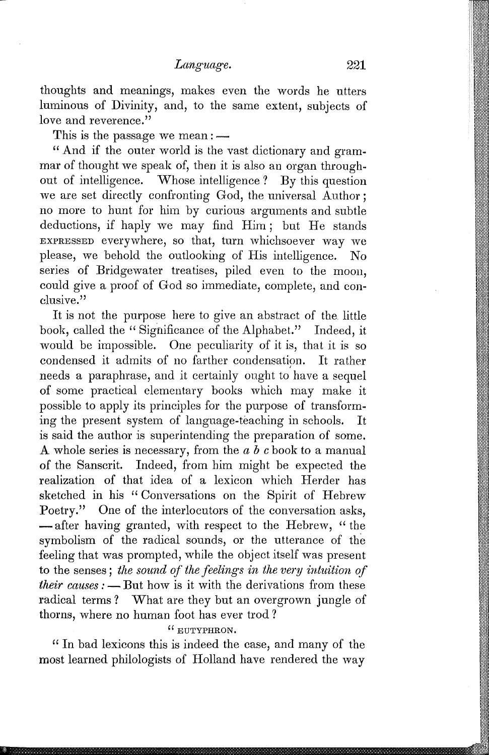thoughts and meanings, makes even the words he utters luminous of Divinity, and, to the same extent, subjects of love and reverence."

This is the passage we mean: —

"And if the outer world is the vast dictionary and grammar of thought we speak of, then it is also an organ throughout of intelligence. Whose intelligence? By this question we are set directly confronting God, the universal Author; no more to hunt for him by curious arguments and subtle deductions, if haply we may find Him; but He stands EXPRESSED everywhere, so that, turn whichsoever way we please, we behold the outlooking of His intelligence. No series of Bridgewater treatises, piled even to the moon, could give a proof of God so immediate, complete, and conclusive."

It is not the purpose here to give an abstract of the little book, called the "Significance of the Alphabet." Indeed, it would be impossible. One peculiarity of it is, that it is so condensed it admits of no farther condensation. It rather needs a paraphrase, and it certainly ought to have a sequel of some practical elementary books which may make it possible to apply its principles for the purpose of transforming the present system of language-teaching in schools. It is said the author is superintending the preparation of some. A whole series is necessary, from the *a b c* book to a manual of the Sanscrit. Indeed, from him might be expected the realization of that idea of a lexicon which Herder has sketched in his "Conversations on the Spirit of Hebrew Poetry." One of the interlocutors of the conversation asks, — after having granted, with respect to the Hebrew, "the symbolism of the radical sounds, or the utterance of the feeling that was prompted, while the object itself was present to the senses; *the sound of the feelings in the very intuition of their causes:* — But how is it with the derivations from these radical terms? What are they but an overgrown jungle of thorns, where no human foot has ever trod?

"EUTYPHRON.

"In bad lexicons this is indeed the case, and many of the most learned philologists of Holland have rendered the way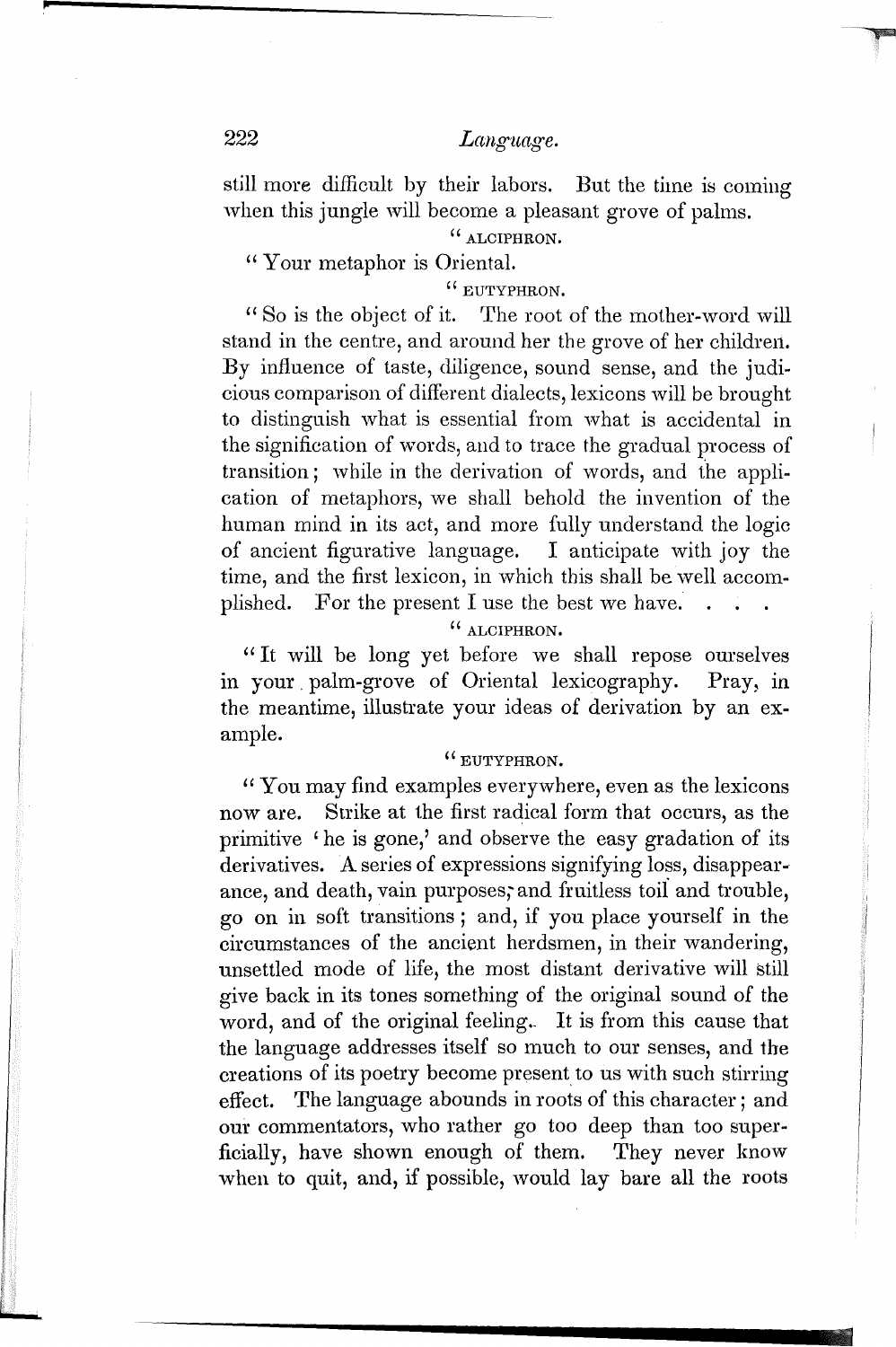still more difficult by their labors. But the time is coming when this jungle will become a pleasant grove of palms.

" ALCIPHRON.

" Your metaphor is Oriental.

" EUTYPHRON.

" So is the object of it. The root of the mother-word will stand in the centre, and around her the grove of her children. By influence of taste, diligence, sound sense, and the judicious comparison of different dialects, lexicons will be brought to distinguish what is essential from what is accidental in the signification of words, and to trace the gradual process of transition; while in the derivation of words, and the application of metaphors, we shall behold the invention of the human mind in its act, and more fully understand the logic of ancient figurative language. I anticipate with joy the time, and the first lexicon, in which this shall be well accomplished. For the present I use the best we have. . . .

" ALCIPHRON.

" It will be long yet before we shall repose ourselves in your palm-grove of Oriental lexicography. Pray, in the meantime, illustrate your ideas of derivation by an example.

" EUTYPHRON.

" You may find examples everywhere, even as the lexicons now are. Strike at the first radical form that occurs, as the primitive 'he is gone,' and observe the easy gradation of its derivatives. A series of expressions signifying loss, disappearance, and death, vain purposes, and fruitless toil and trouble, go on in soft transitions; and, if you place yourself in the circumstances of the ancient herdsmen, in their wandering, unsettled mode of life, the most distant derivative will still give back in its tones something of the original sound of the word, and of the original feeling. It is from this cause that the language addresses itself so much to our senses, and the creations of its poetry become present to us with such stirring effect. The language abounds in roots of this character; and our commentators, who rather go too deep than too superficially, have shown enough of them. They never know when to quit, and, if possible, would lay bare all the roots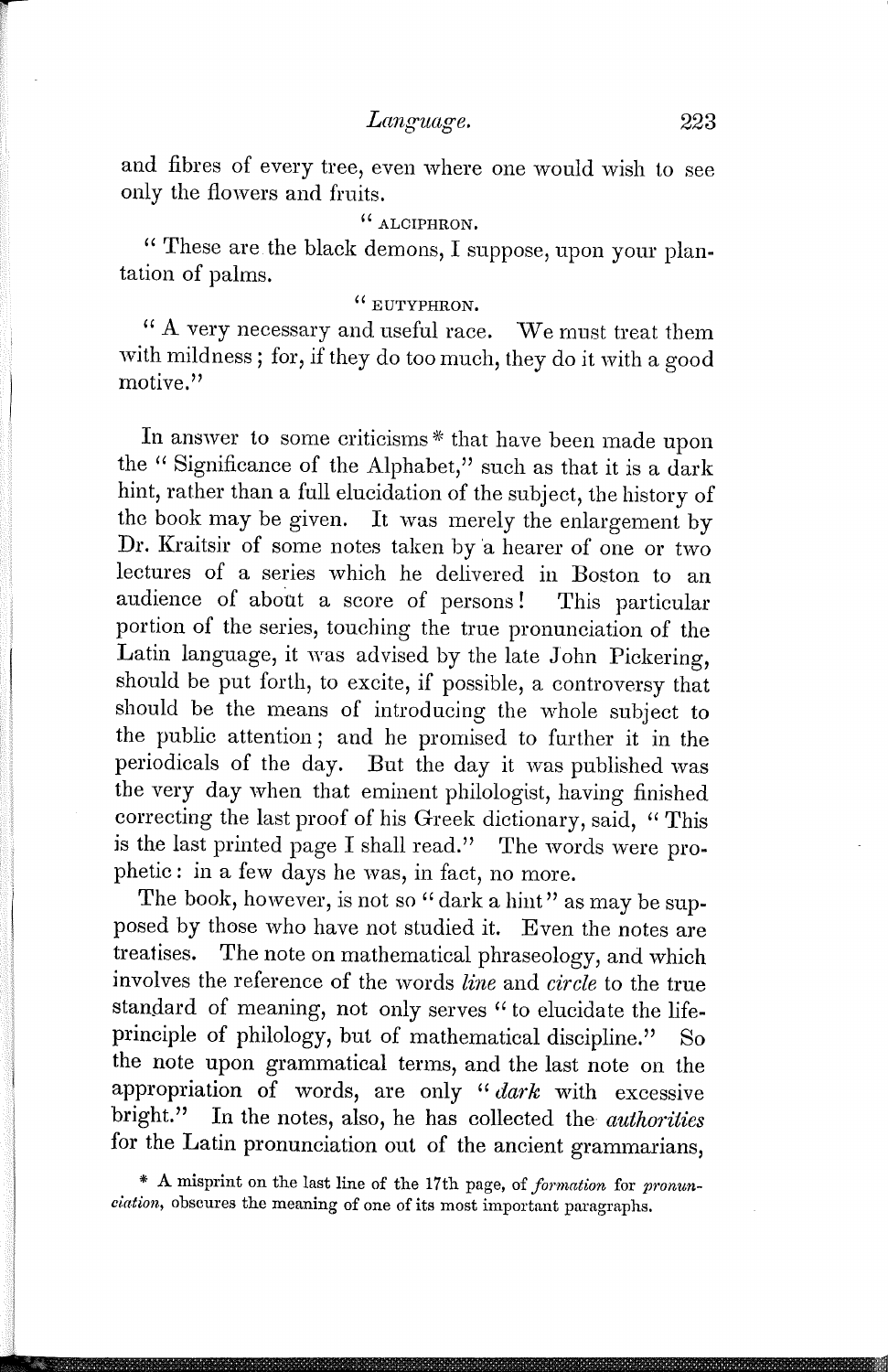and fibres of every tree, even where one would wish to see only the flowers and fruits.

"ALCIPHRON.

"These are the black demons, I suppose, upon your plantation of palms.

"EUTYPHRON.

"A very necessary and useful race. We must treat them with mildness; for, if they do too much, they do it with a good motive."

In answer to some criticisms* that have been made upon the "Significance of the Alphabet," such as that it is a dark hint, rather than a full elucidation of the subject, the history of the book may be given. It was merely the enlargement by Dr. Kraitsir of some notes taken by a hearer of one or two lectures of a series which he delivered in Boston to an audience of about a score of persons! This particular portion of the series, touching the true pronunciation of the Latin language, it was advised by the late John Pickering, should be put forth, to excite, if possible, a controversy that should be the means of introducing the whole subject to the public attention; and he promised to further it in the periodicals of the day. But the day it was published was the very day when that eminent philologist, having finished correcting the last proof of his Greek dictionary, said, "This is the last printed page I shall read." The words were prophetic: in a few days he was, in fact, no more.

The book, however, is not so "dark a hint" as may be supposed by those who have not studied it. Even the notes are treatises. The note on mathematical phraseology, and which involves the reference of the words *line* and *circle* to the true standard of meaning, not only serves "to elucidate the life-principle of philology, but of mathematical discipline." So the note upon grammatical terms, and the last note on the appropriation of words, are only "*dark* with excessive bright." In the notes, also, he has collected the *authorities* for the Latin pronunciation out of the ancient grammarians,

* A misprint on the last line of the 17th page, of *formation* for *pronunciation*, obscures the meaning of one of its most important paragraphs.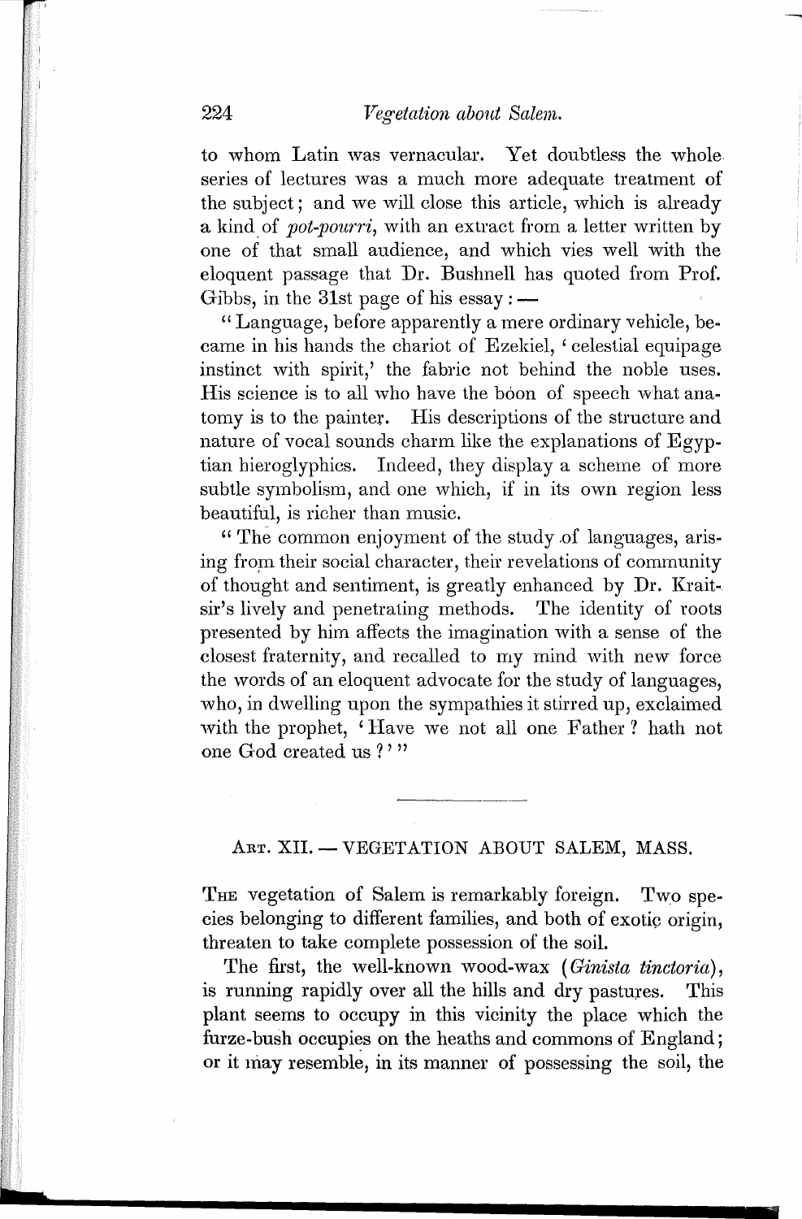to whom Latin was vernacular. Yet doubtless the whole series of lectures was a much more adequate treatment of the subject; and we will close this article, which is already a kind of *pot-pourri*, with an extract from a letter written by one of that small audience, and which vies well with the eloquent passage that Dr. Bushnell has quoted from Prof. Gibbs, in the 31st page of his essay: —

"Language, before apparently a mere ordinary vehicle, became in his hands the chariot of Ezekiel, 'celestial equipage instinct with spirit,' the fabric not behind the noble uses. His science is to all who have the boon of speech what anatomy is to the painter. His descriptions of the structure and nature of vocal sounds charm like the explanations of Egyptian hieroglyphics. Indeed, they display a scheme of more subtle symbolism, and one which, if in its own region less beautiful, is richer than music.

"The common enjoyment of the study of languages, arising from their social character, their revelations of community of thought and sentiment, is greatly enhanced by Dr. Kraitsir's lively and penetrating methods. The identity of roots presented by him affects the imagination with a sense of the closest fraternity, and recalled to my mind with new force the words of an eloquent advocate for the study of languages, who, in dwelling upon the sympathies it stirred up, exclaimed with the prophet, 'Have we not all one Father? hath not one God created us?'"

---

## Art. XII. — VEGETATION ABOUT SALEM, MASS.

The vegetation of Salem is remarkably foreign. Two species belonging to different families, and both of exotic origin, threaten to take complete possession of the soil.

The first, the well-known wood-wax (*Ginista tinctoria*), is running rapidly over all the hills and dry pastures. This plant seems to occupy in this vicinity the place which the furze-bush occupies on the heaths and commons of England; or it may resemble, in its manner of possessing the soil, the